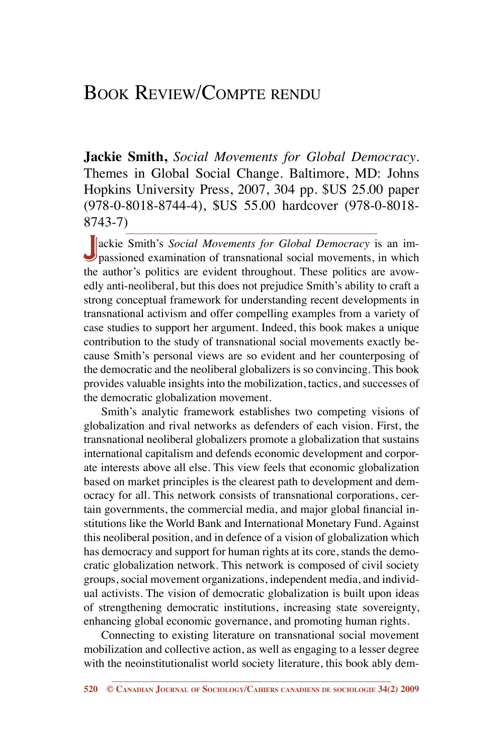# Book Review/Compte rendu

**Jackie Smith,** *Social Movements for Global Democracy*. Themes in Global Social Change. Baltimore, MD: Johns Hopkins University Press, 2007, 304 pp. $US 25.00 paper (978-0-8018-8744-4), $US 55.00 hardcover (978-0-8018-8743-7)

Jackie Smith's *Social Movements for Global Democracy* is an impassioned examination of transnational social movements, in which the author's politics are evident throughout. These politics are avowedly anti-neoliberal, but this does not prejudice Smith's ability to craft a strong conceptual framework for understanding recent developments in transnational activism and offer compelling examples from a variety of case studies to support her argument. Indeed, this book makes a unique contribution to the study of transnational social movements exactly because Smith's personal views are so evident and her counterposing of the democratic and the neoliberal globalizers is so convincing. This book provides valuable insights into the mobilization, tactics, and successes of the democratic globalization movement.

Smith's analytic framework establishes two competing visions of globalization and rival networks as defenders of each vision. First, the transnational neoliberal globalizers promote a globalization that sustains international capitalism and defends economic development and corporate interests above all else. This view feels that economic globalization based on market principles is the clearest path to development and democracy for all. This network consists of transnational corporations, certain governments, the commercial media, and major global financial institutions like the World Bank and International Monetary Fund. Against this neoliberal position, and in defence of a vision of globalization which has democracy and support for human rights at its core, stands the democratic globalization network. This network is composed of civil society groups, social movement organizations, independent media, and individual activists. The vision of democratic globalization is built upon ideas of strengthening democratic institutions, increasing state sovereignty, enhancing global economic governance, and promoting human rights.

Connecting to existing literature on transnational social movement mobilization and collective action, as well as engaging to a lesser degree with the neoinstitutionalist world society literature, this book ably dem-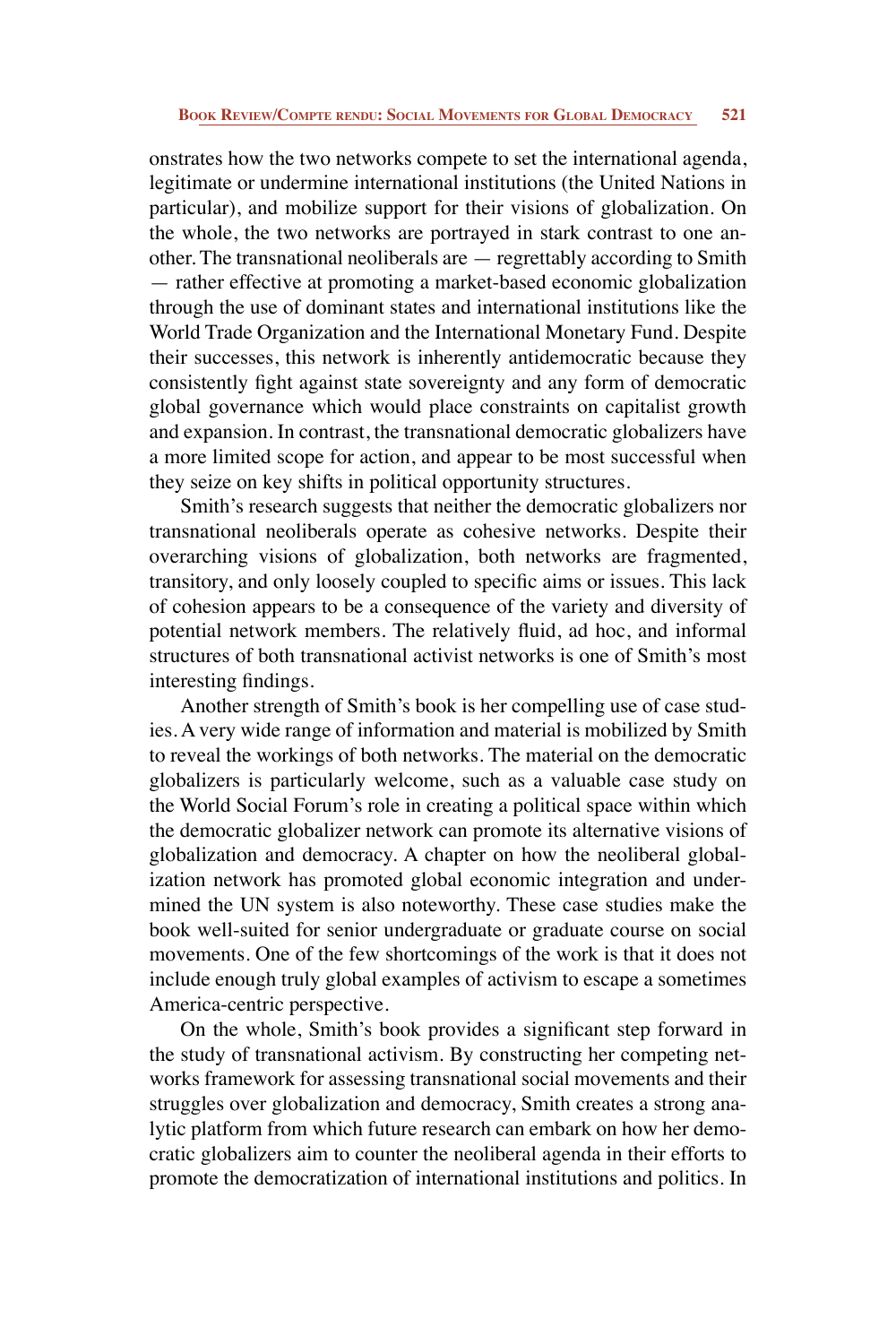onstrates how the two networks compete to set the international agenda, legitimate or undermine international institutions (the United Nations in particular), and mobilize support for their visions of globalization. On the whole, the two networks are portrayed in stark contrast to one another. The transnational neoliberals are — regrettably according to Smith — rather effective at promoting a market-based economic globalization through the use of dominant states and international institutions like the World Trade Organization and the International Monetary Fund. Despite their successes, this network is inherently antidemocratic because they consistently fight against state sovereignty and any form of democratic global governance which would place constraints on capitalist growth and expansion. In contrast, the transnational democratic globalizers have a more limited scope for action, and appear to be most successful when they seize on key shifts in political opportunity structures.

Smith's research suggests that neither the democratic globalizers nor transnational neoliberals operate as cohesive networks. Despite their overarching visions of globalization, both networks are fragmented, transitory, and only loosely coupled to specific aims or issues. This lack of cohesion appears to be a consequence of the variety and diversity of potential network members. The relatively fluid, ad hoc, and informal structures of both transnational activist networks is one of Smith's most interesting findings.

Another strength of Smith's book is her compelling use of case studies. A very wide range of information and material is mobilized by Smith to reveal the workings of both networks. The material on the democratic globalizers is particularly welcome, such as a valuable case study on the World Social Forum's role in creating a political space within which the democratic globalizer network can promote its alternative visions of globalization and democracy. A chapter on how the neoliberal globalization network has promoted global economic integration and undermined the UN system is also noteworthy. These case studies make the book well-suited for senior undergraduate or graduate course on social movements. One of the few shortcomings of the work is that it does not include enough truly global examples of activism to escape a sometimes America-centric perspective.

On the whole, Smith's book provides a significant step forward in the study of transnational activism. By constructing her competing networks framework for assessing transnational social movements and their struggles over globalization and democracy, Smith creates a strong analytic platform from which future research can embark on how her democratic globalizers aim to counter the neoliberal agenda in their efforts to promote the democratization of international institutions and politics. In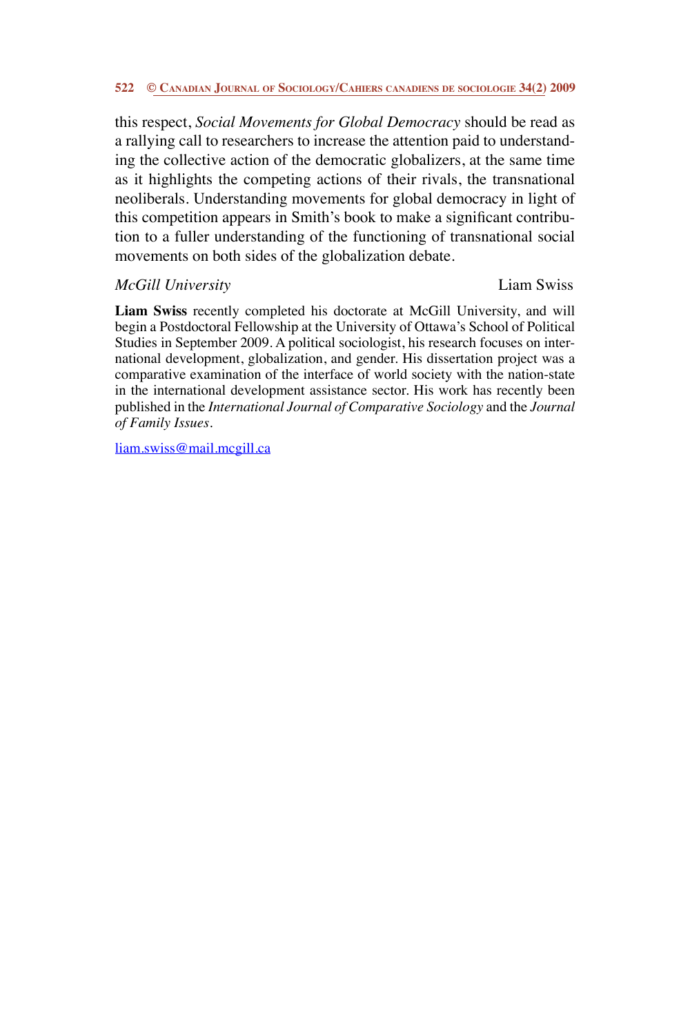this respect, *Social Movements for Global Democracy* should be read as a rallying call to researchers to increase the attention paid to understanding the collective action of the democratic globalizers, at the same time as it highlights the competing actions of their rivals, the transnational neoliberals. Understanding movements for global democracy in light of this competition appears in Smith's book to make a significant contribution to a fuller understanding of the functioning of transnational social movements on both sides of the globalization debate.

*McGill University* Liam Swiss

**Liam Swiss** recently completed his doctorate at McGill University, and will begin a Postdoctoral Fellowship at the University of Ottawa's School of Political Studies in September 2009. A political sociologist, his research focuses on international development, globalization, and gender. His dissertation project was a comparative examination of the interface of world society with the nation-state in the international development assistance sector. His work has recently been published in the *International Journal of Comparative Sociology* and the *Journal of Family Issues*.

liam.swiss@mail.mcgill.ca